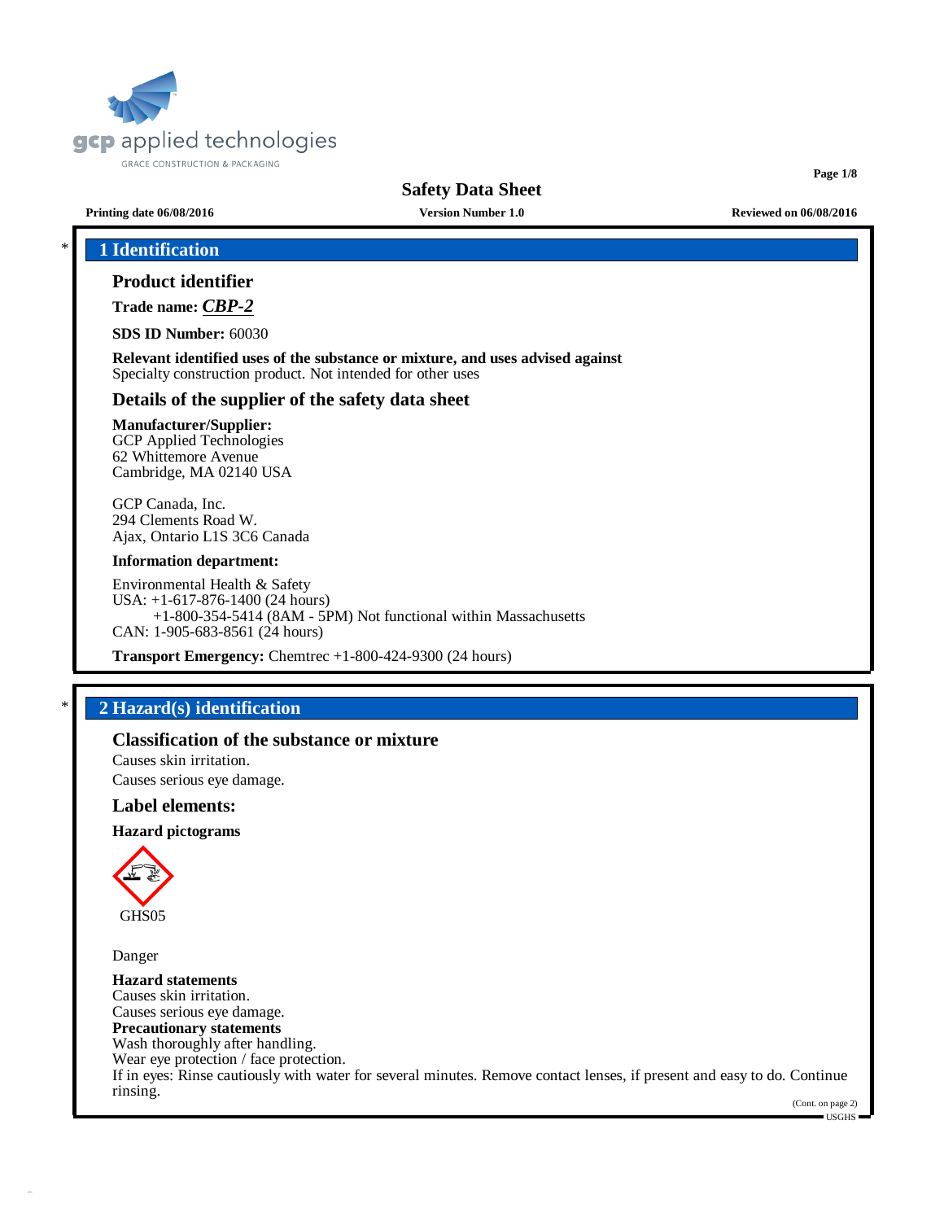gcp applied technologies
GRACE CONSTRUCTION & PACKAGING

# Safety Data Sheet

**Printing date 06/08/2016** **Version Number 1.0** **Reviewed on 06/08/2016**

## * 1 Identification

### Product identifier

**Trade name:** ***CBP-2***

**SDS ID Number:** 60030

**Relevant identified uses of the substance or mixture, and uses advised against**
Specialty construction product. Not intended for other uses

### Details of the supplier of the safety data sheet

**Manufacturer/Supplier:**
GCP Applied Technologies
62 Whittemore Avenue
Cambridge, MA 02140 USA

GCP Canada, Inc.
294 Clements Road W.
Ajax, Ontario L1S 3C6 Canada

**Information department:**

Environmental Health & Safety
USA: +1-617-876-1400 (24 hours)
+1-800-354-5414 (8AM - 5PM) Not functional within Massachusetts
CAN: 1-905-683-8561 (24 hours)

**Transport Emergency:** Chemtrec +1-800-424-9300 (24 hours)

## * 2 Hazard(s) identification

### Classification of the substance or mixture

Causes skin irritation.
Causes serious eye damage.

### Label elements:

**Hazard pictograms**

GHS05

Danger

**Hazard statements**
Causes skin irritation.
Causes serious eye damage.
**Precautionary statements**
Wash thoroughly after handling.
Wear eye protection / face protection.
If in eyes: Rinse cautiously with water for several minutes. Remove contact lenses, if present and easy to do. Continue rinsing.

(Cont. on page 2)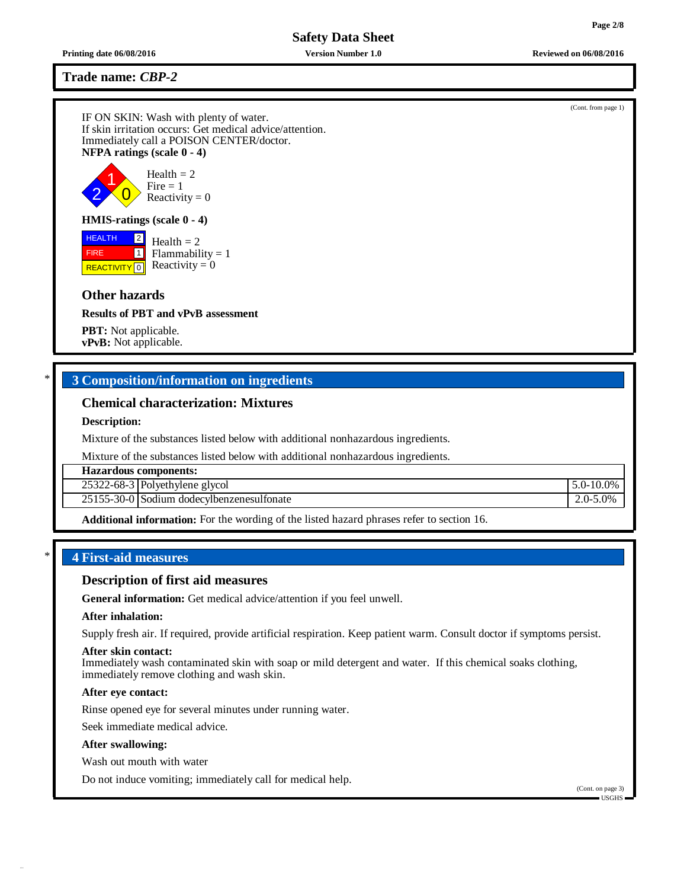**Trade name: *CBP-2***

(Cont. from page 1)

IF ON SKIN: Wash with plenty of water.
If skin irritation occurs: Get medical advice/attention.
Immediately call a POISON CENTER/doctor.

**NFPA ratings (scale 0 - 4)**

Health = 2
Fire = 1
Reactivity = 0

**HMIS-ratings (scale 0 - 4)**

| | |
|---|---|
| HEALTH | 2 |
| FIRE | 1 |
| REACTIVITY | 0 |

Health = 2
Flammability = 1
Reactivity = 0

### Other hazards

**Results of PBT and vPvB assessment**

**PBT:** Not applicable.
**vPvB:** Not applicable.

## * 3 Composition/information on ingredients

### Chemical characterization: Mixtures

**Description:**

Mixture of the substances listed below with additional nonhazardous ingredients.

Mixture of the substances listed below with additional nonhazardous ingredients.

| **Hazardous components:** | | |
|---|---|---|
| 25322-68-3 | Polyethylene glycol | 5.0-10.0% |
| 25155-30-0 | Sodium dodecylbenzenesulfonate | 2.0-5.0% |

**Additional information:** For the wording of the listed hazard phrases refer to section 16.

## * 4 First-aid measures

### Description of first aid measures

**General information:** Get medical advice/attention if you feel unwell.

**After inhalation:**

Supply fresh air. If required, provide artificial respiration. Keep patient warm. Consult doctor if symptoms persist.

**After skin contact:**
Immediately wash contaminated skin with soap or mild detergent and water. If this chemical soaks clothing, immediately remove clothing and wash skin.

**After eye contact:**

Rinse opened eye for several minutes under running water.

Seek immediate medical advice.

**After swallowing:**

Wash out mouth with water

Do not induce vomiting; immediately call for medical help.

(Cont. on page 3)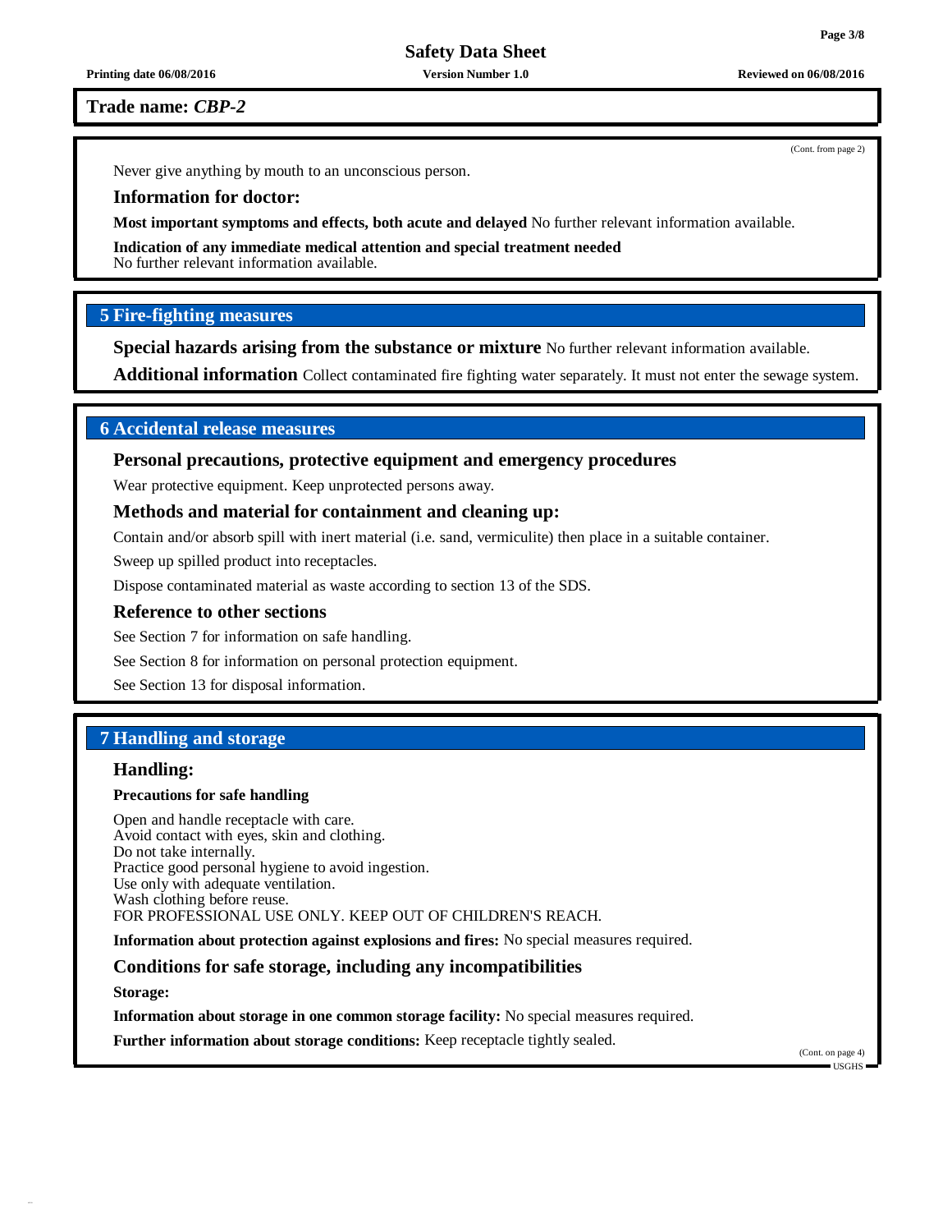Never give anything by mouth to an unconscious person.

**Information for doctor:**

**Most important symptoms and effects, both acute and delayed** No further relevant information available.

**Indication of any immediate medical attention and special treatment needed**
No further relevant information available.

## 5 Fire-fighting measures

**Special hazards arising from the substance or mixture** No further relevant information available.

**Additional information** Collect contaminated fire fighting water separately. It must not enter the sewage system.

## 6 Accidental release measures

### Personal precautions, protective equipment and emergency procedures

Wear protective equipment. Keep unprotected persons away.

### Methods and material for containment and cleaning up:

Contain and/or absorb spill with inert material (i.e. sand, vermiculite) then place in a suitable container.

Sweep up spilled product into receptacles.

Dispose contaminated material as waste according to section 13 of the SDS.

### Reference to other sections

See Section 7 for information on safe handling.

See Section 8 for information on personal protection equipment.

See Section 13 for disposal information.

## 7 Handling and storage

### Handling:

**Precautions for safe handling**

Open and handle receptacle with care.
Avoid contact with eyes, skin and clothing.
Do not take internally.
Practice good personal hygiene to avoid ingestion.
Use only with adequate ventilation.
Wash clothing before reuse.
FOR PROFESSIONAL USE ONLY. KEEP OUT OF CHILDREN'S REACH.

**Information about protection against explosions and fires:** No special measures required.

### Conditions for safe storage, including any incompatibilities

**Storage:**

**Information about storage in one common storage facility:** No special measures required.

**Further information about storage conditions:** Keep receptacle tightly sealed.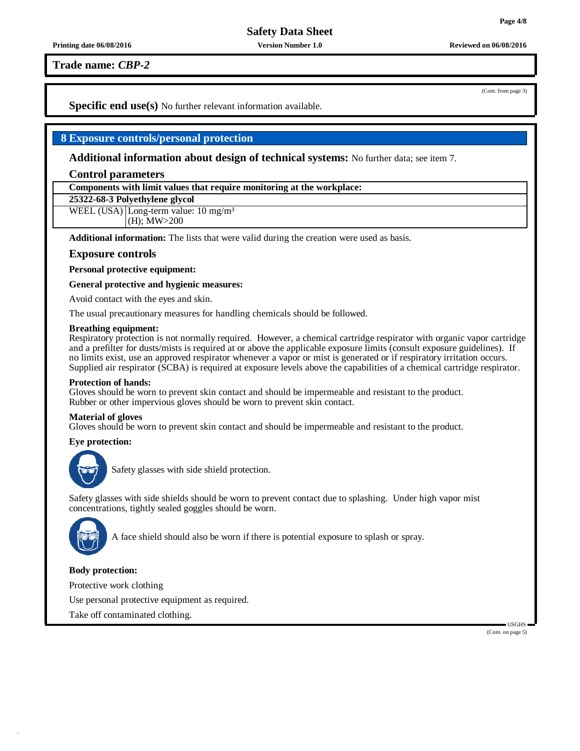**Trade name:** ***CBP-2***

(Cont. from page 3)

**Specific end use(s)** No further relevant information available.

## 8 Exposure controls/personal protection

**Additional information about design of technical systems:** No further data; see item 7.

### Control parameters

| Components with limit values that require monitoring at the workplace: | |
|---|---|
| **25322-68-3 Polyethylene glycol** | |
| WEEL (USA) | Long-term value: 10 mg/m³ (H); MW>200 |

**Additional information:** The lists that were valid during the creation were used as basis.

### Exposure controls

**Personal protective equipment:**

**General protective and hygienic measures:**

Avoid contact with the eyes and skin.

The usual precautionary measures for handling chemicals should be followed.

**Breathing equipment:**
Respiratory protection is not normally required. However, a chemical cartridge respirator with organic vapor cartridge and a prefilter for dusts/mists is required at or above the applicable exposure limits (consult exposure guidelines). If no limits exist, use an approved respirator whenever a vapor or mist is generated or if respiratory irritation occurs. Supplied air respirator (SCBA) is required at exposure levels above the capabilities of a chemical cartridge respirator.

**Protection of hands:**
Gloves should be worn to prevent skin contact and should be impermeable and resistant to the product.
Rubber or other impervious gloves should be worn to prevent skin contact.

**Material of gloves**
Gloves should be worn to prevent skin contact and should be impermeable and resistant to the product.

**Eye protection:**

Safety glasses with side shield protection.

Safety glasses with side shields should be worn to prevent contact due to splashing. Under high vapor mist concentrations, tightly sealed goggles should be worn.

A face shield should also be worn if there is potential exposure to splash or spray.

**Body protection:**

Protective work clothing

Use personal protective equipment as required.

Take off contaminated clothing.

(Cont. on page 5)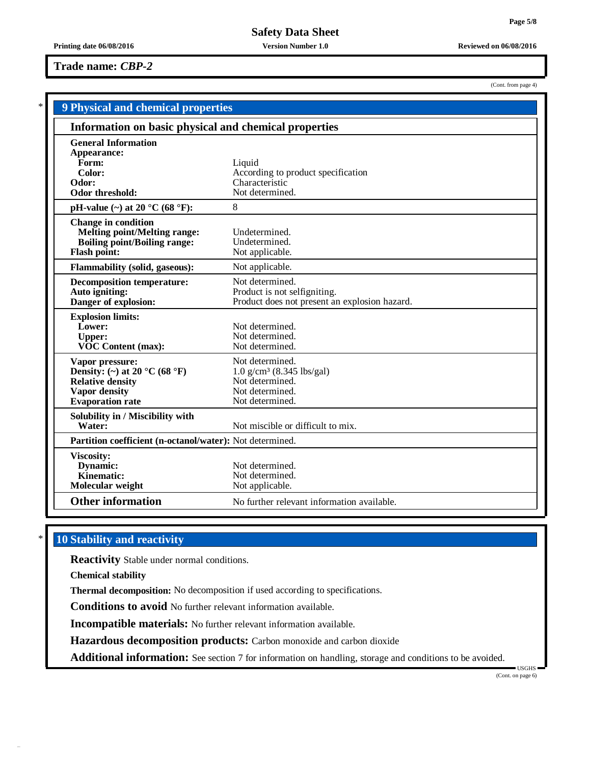**Trade name:** ***CBP-2***

(Cont. from page 4)

## 9 Physical and chemical properties

### Information on basic physical and chemical properties

| Property | Value |
| --- | --- |
| **General Information** | |
| **Appearance:** | |
| **Form:** | Liquid |
| **Color:** | According to product specification |
| **Odor:** | Characteristic |
| **Odor threshold:** | Not determined. |
| **pH-value (~) at 20 °C (68 °F):** | 8 |
| **Change in condition** | |
| **Melting point/Melting range:** | Undetermined. |
| **Boiling point/Boiling range:** | Undetermined. |
| **Flash point:** | Not applicable. |
| **Flammability (solid, gaseous):** | Not applicable. |
| **Decomposition temperature:** | Not determined. |
| **Auto igniting:** | Product is not selfigniting. |
| **Danger of explosion:** | Product does not present an explosion hazard. |
| **Explosion limits:** | |
| **Lower:** | Not determined. |
| **Upper:** | Not determined. |
| **VOC Content (max):** | Not determined. |
| **Vapor pressure:** | Not determined. |
| **Density: (~) at 20 °C (68 °F)** | 1.0 $g/cm^3$ (8.345 lbs/gal) |
| **Relative density** | Not determined. |
| **Vapor density** | Not determined. |
| **Evaporation rate** | Not determined. |
| **Solubility in / Miscibility with** | |
| **Water:** | Not miscible or difficult to mix. |
| **Partition coefficient (n-octanol/water):** | Not determined. |
| **Viscosity:** | |
| **Dynamic:** | Not determined. |
| **Kinematic:** | Not determined. |
| **Molecular weight** | Not applicable. |
| **Other information** | No further relevant information available. |

## 10 Stability and reactivity

**Reactivity** Stable under normal conditions.

**Chemical stability**

**Thermal decomposition:** No decomposition if used according to specifications.

**Conditions to avoid** No further relevant information available.

**Incompatible materials:** No further relevant information available.

**Hazardous decomposition products:** Carbon monoxide and carbon dioxide

**Additional information:** See section 7 for information on handling, storage and conditions to be avoided.

(Cont. on page 6)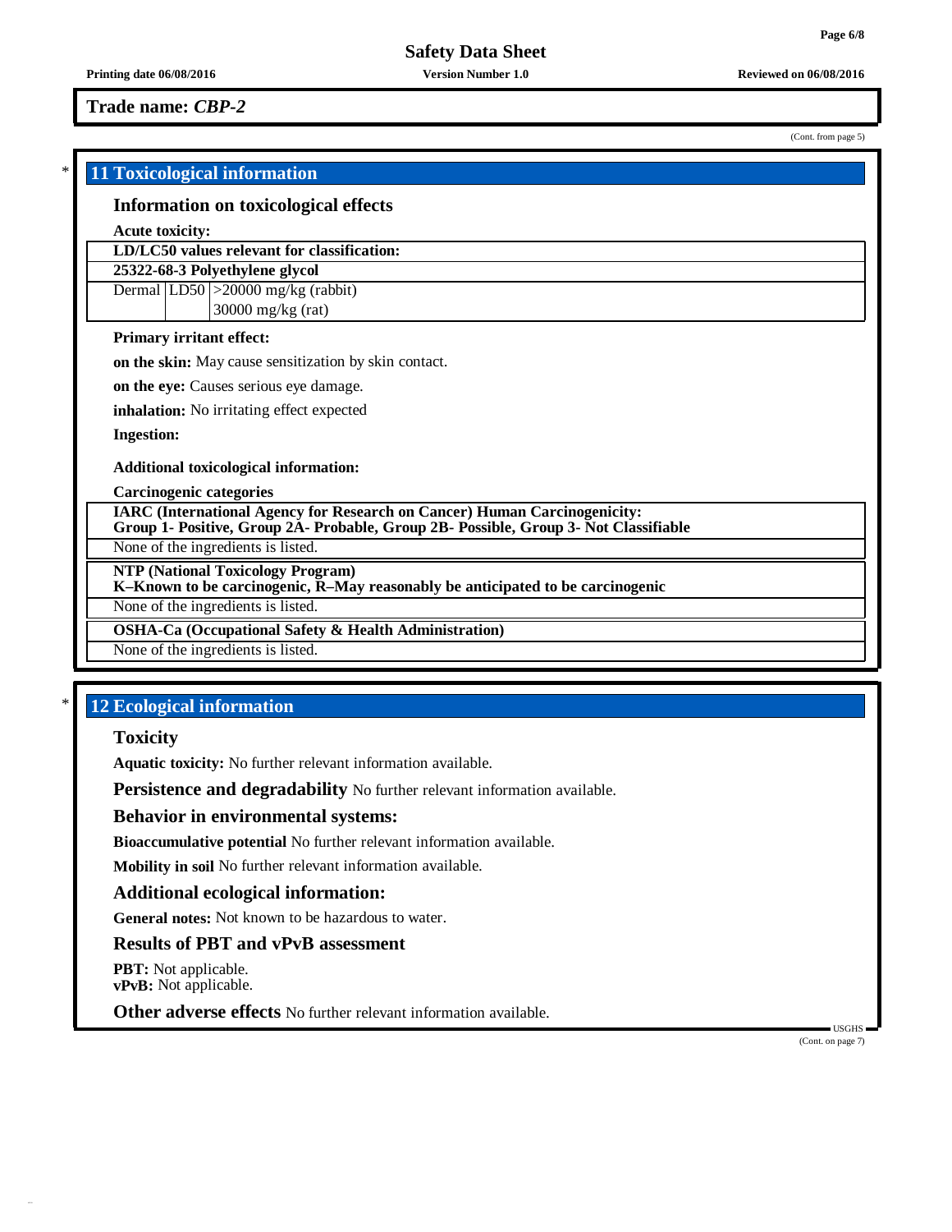**Trade name: *CBP-2***

(Cont. from page 5)

## 11 Toxicological information

### Information on toxicological effects

**Acute toxicity:**

| **LD/LC50 values relevant for classification:** | | |
|---|---|---|
| **25322-68-3 Polyethylene glycol** | | |
| Dermal | LD50 | >20000 mg/kg (rabbit) |
| | | 30000 mg/kg (rat) |

**Primary irritant effect:**

**on the skin:** May cause sensitization by skin contact.

**on the eye:** Causes serious eye damage.

**inhalation:** No irritating effect expected

**Ingestion:**

**Additional toxicological information:**

**Carcinogenic categories**

| **IARC (International Agency for Research on Cancer) Human Carcinogenicity: Group 1- Positive, Group 2A- Probable, Group 2B- Possible, Group 3- Not Classifiable** |
|---|
| None of the ingredients is listed. |

| **NTP (National Toxicology Program) K–Known to be carcinogenic, R–May reasonably be anticipated to be carcinogenic** |
|---|
| None of the ingredients is listed. |

| **OSHA-Ca (Occupational Safety & Health Administration)** |
|---|
| None of the ingredients is listed. |

## 12 Ecological information

### Toxicity

**Aquatic toxicity:** No further relevant information available.

**Persistence and degradability** No further relevant information available.

### Behavior in environmental systems:

**Bioaccumulative potential** No further relevant information available.

**Mobility in soil** No further relevant information available.

### Additional ecological information:

**General notes:** Not known to be hazardous to water.

### Results of PBT and vPvB assessment

**PBT:** Not applicable.
**vPvB:** Not applicable.

**Other adverse effects** No further relevant information available.

(Cont. on page 7)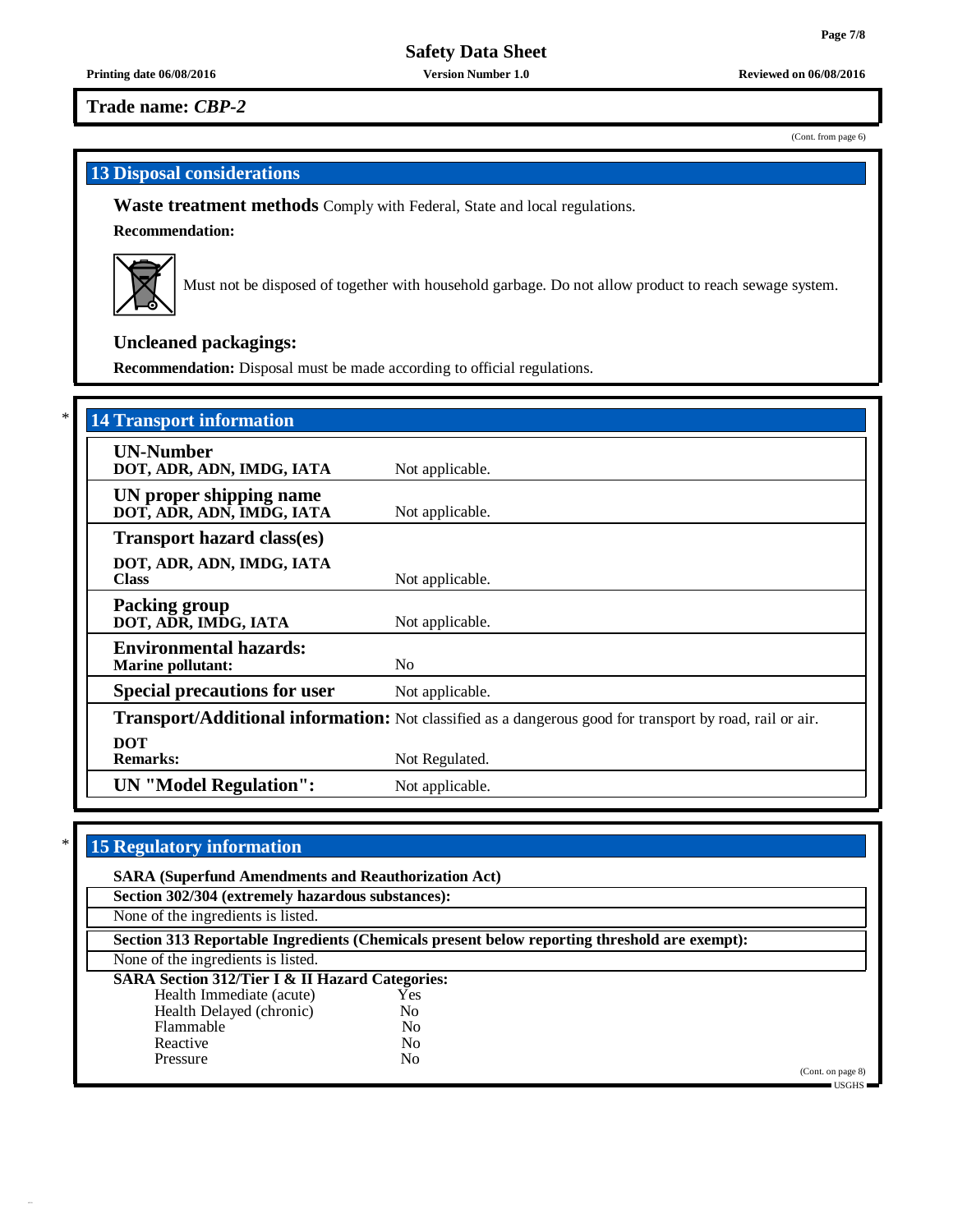Trade name: *CBP-2*

(Cont. from page 6)

## 13 Disposal considerations

**Waste treatment methods** Comply with Federal, State and local regulations.

**Recommendation:**

Must not be disposed of together with household garbage. Do not allow product to reach sewage system.

### Uncleaned packagings:

**Recommendation:** Disposal must be made according to official regulations.

## * 14 Transport information

| | |
|---|---|
| **UN-Number**<br>**DOT, ADR, ADN, IMDG, IATA** | Not applicable. |
| **UN proper shipping name**<br>**DOT, ADR, ADN, IMDG, IATA** | Not applicable. |
| **Transport hazard class(es)**<br>**DOT, ADR, ADN, IMDG, IATA**<br>**Class** | Not applicable. |
| **Packing group**<br>**DOT, ADR, IMDG, IATA** | Not applicable. |
| **Environmental hazards:**<br>**Marine pollutant:** | No |
| **Special precautions for user** | Not applicable. |
| **Transport/Additional information:** | Not classified as a dangerous good for transport by road, rail or air. |
| **DOT**<br>**Remarks:** | Not Regulated. |
| **UN "Model Regulation":** | Not applicable. |

## * 15 Regulatory information

**SARA (Superfund Amendments and Reauthorization Act)**

**Section 302/304 (extremely hazardous substances):**

None of the ingredients is listed.

**Section 313 Reportable Ingredients (Chemicals present below reporting threshold are exempt):**

None of the ingredients is listed.

**SARA Section 312/Tier I & II Hazard Categories:**

| | |
|---|---|
| Health Immediate (acute) | Yes |
| Health Delayed (chronic) | No |
| Flammable | No |
| Reactive | No |
| Pressure | No |

(Cont. on page 8)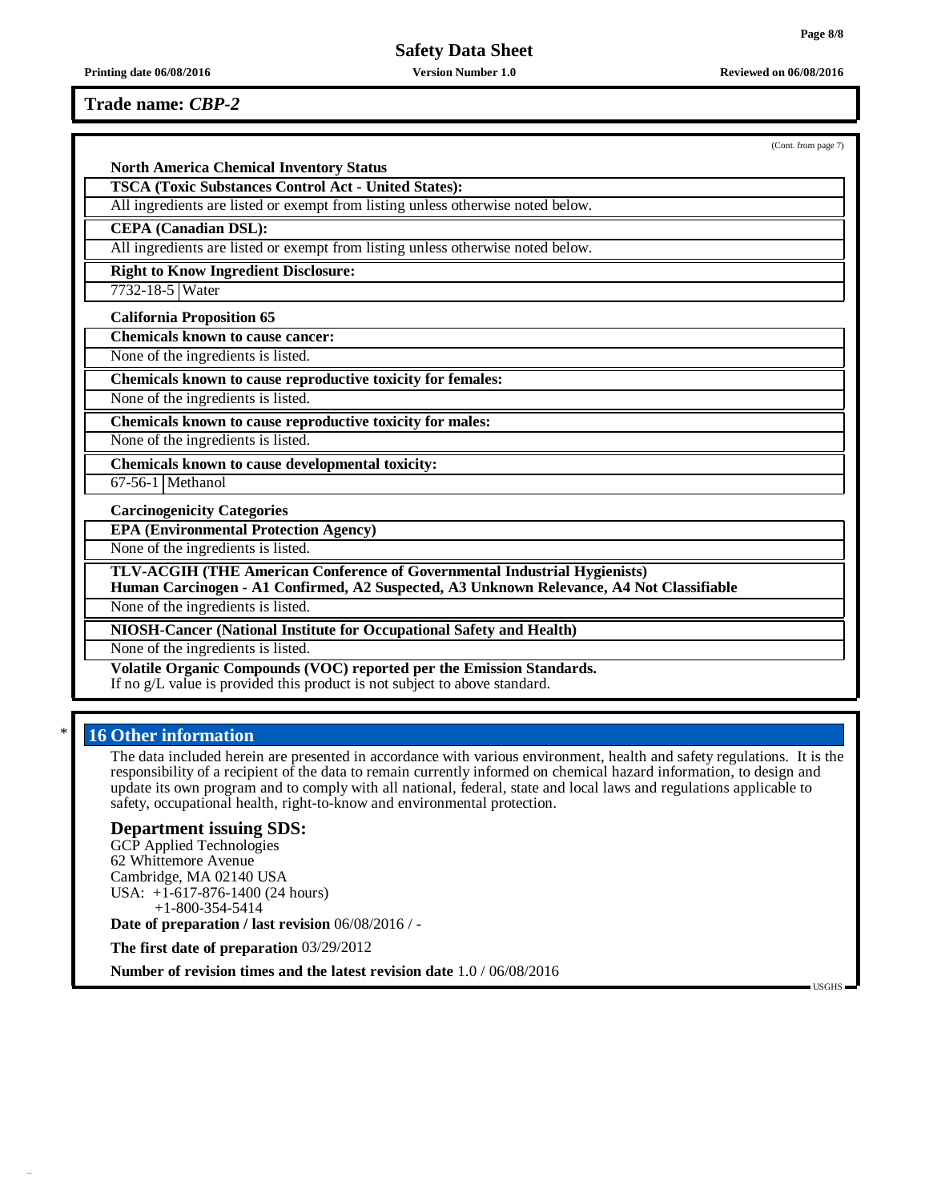**Trade name:** ***CBP-2***

(Cont. from page 7)

**North America Chemical Inventory Status**

**TSCA (Toxic Substances Control Act - United States):**

All ingredients are listed or exempt from listing unless otherwise noted below.

**CEPA (Canadian DSL):**

All ingredients are listed or exempt from listing unless otherwise noted below.

**Right to Know Ingredient Disclosure:**

| | |
|---|---|
| 7732-18-5 | Water |

**California Proposition 65**

**Chemicals known to cause cancer:**

None of the ingredients is listed.

**Chemicals known to cause reproductive toxicity for females:**

None of the ingredients is listed.

**Chemicals known to cause reproductive toxicity for males:**

None of the ingredients is listed.

**Chemicals known to cause developmental toxicity:**

| | |
|---|---|
| 67-56-1 | Methanol |

**Carcinogenicity Categories**

**EPA (Environmental Protection Agency)**

None of the ingredients is listed.

**TLV-ACGIH (THE American Conference of Governmental Industrial Hygienists)**
**Human Carcinogen - A1 Confirmed, A2 Suspected, A3 Unknown Relevance, A4 Not Classifiable**

None of the ingredients is listed.

**NIOSH-Cancer (National Institute for Occupational Safety and Health)**

None of the ingredients is listed.

**Volatile Organic Compounds (VOC) reported per the Emission Standards.**
If no g/L value is provided this product is not subject to above standard.

## * 16 Other information

The data included herein are presented in accordance with various environment, health and safety regulations. It is the responsibility of a recipient of the data to remain currently informed on chemical hazard information, to design and update its own program and to comply with all national, federal, state and local laws and regulations applicable to safety, occupational health, right-to-know and environmental protection.

### Department issuing SDS:

GCP Applied Technologies
62 Whittemore Avenue
Cambridge, MA 02140 USA
USA: +1-617-876-1400 (24 hours)
+1-800-354-5414

**Date of preparation / last revision** 06/08/2016 / -

**The first date of preparation** 03/29/2012

**Number of revision times and the latest revision date** 1.0 / 06/08/2016